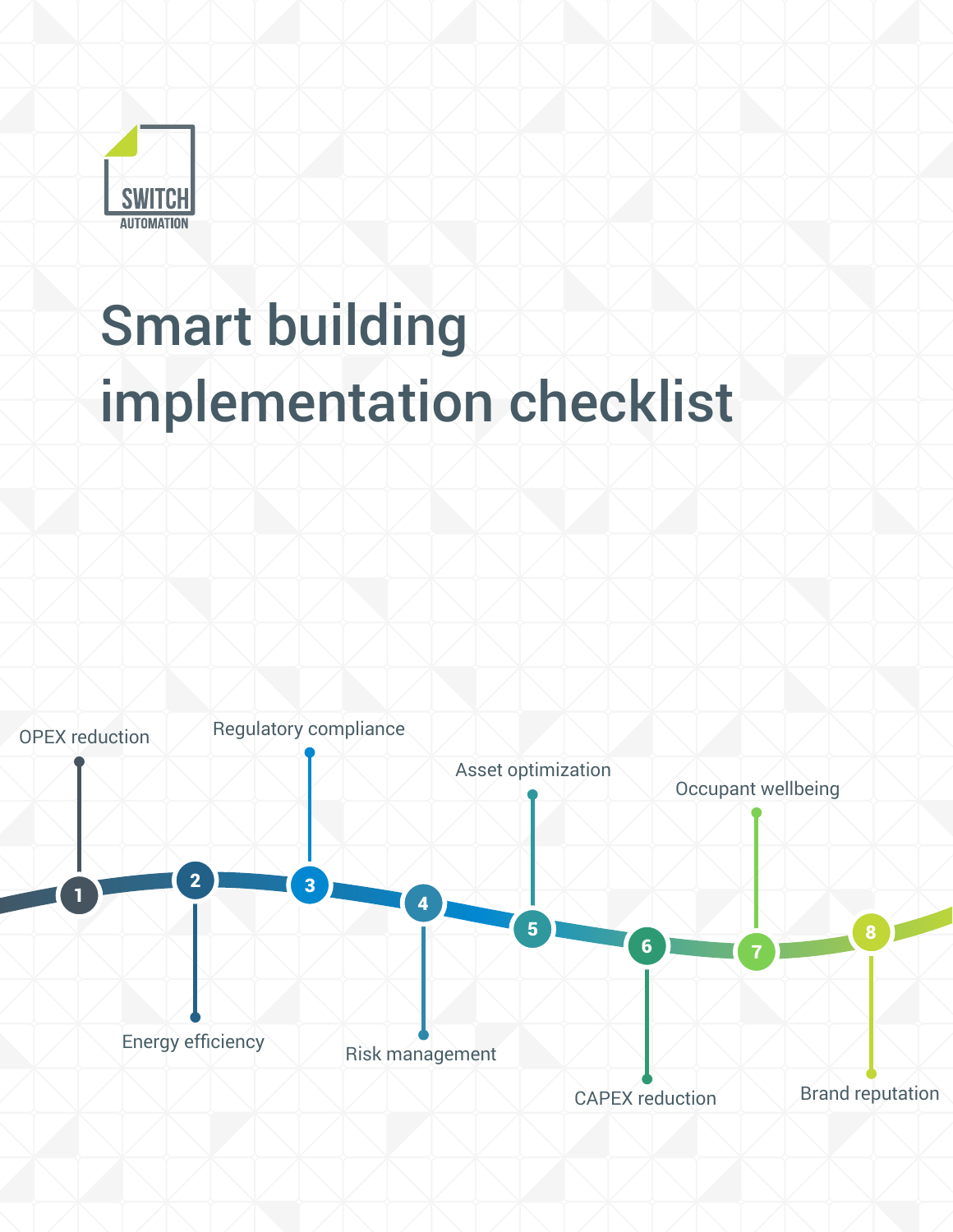SWITCH AUTOMATION

# Smart building implementation checklist

1. OPEX reduction
2. Energy efficiency
3. Regulatory compliance
4. Risk management
5. Asset optimization
6. CAPEX reduction
7. Occupant wellbeing
8. Brand reputation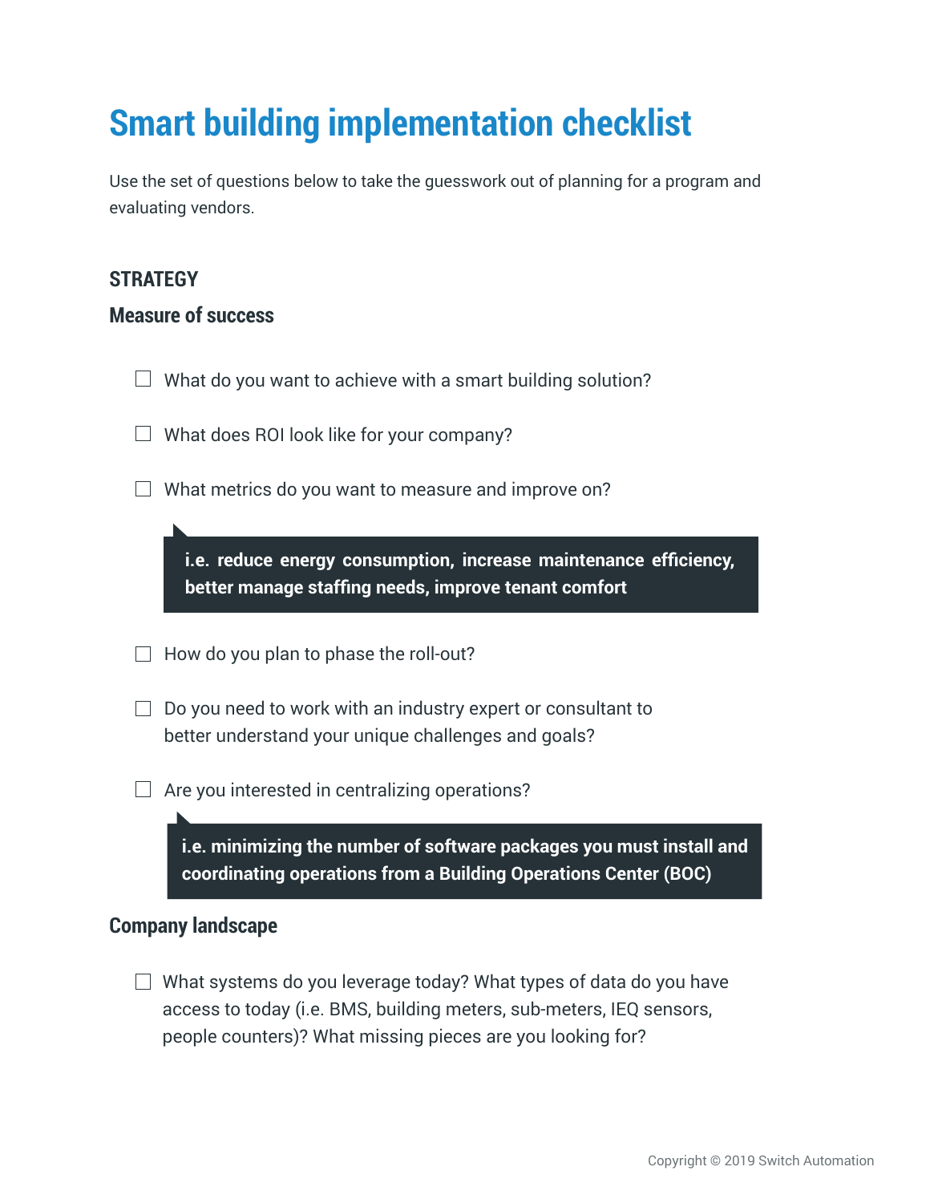# Smart building implementation checklist

Use the set of questions below to take the guesswork out of planning for a program and evaluating vendors.

## STRATEGY

### Measure of success

- [ ] What do you want to achieve with a smart building solution?
- [ ] What does ROI look like for your company?
- [ ] What metrics do you want to measure and improve on?

> **i.e. reduce energy consumption, increase maintenance efficiency, better manage staffing needs, improve tenant comfort**

- [ ] How do you plan to phase the roll-out?
- [ ] Do you need to work with an industry expert or consultant to better understand your unique challenges and goals?
- [ ] Are you interested in centralizing operations?

> **i.e. minimizing the number of software packages you must install and coordinating operations from a Building Operations Center (BOC)**

### Company landscape

- [ ] What systems do you leverage today? What types of data do you have access to today (i.e. BMS, building meters, sub-meters, IEQ sensors, people counters)? What missing pieces are you looking for?

Copyright © 2019 Switch Automation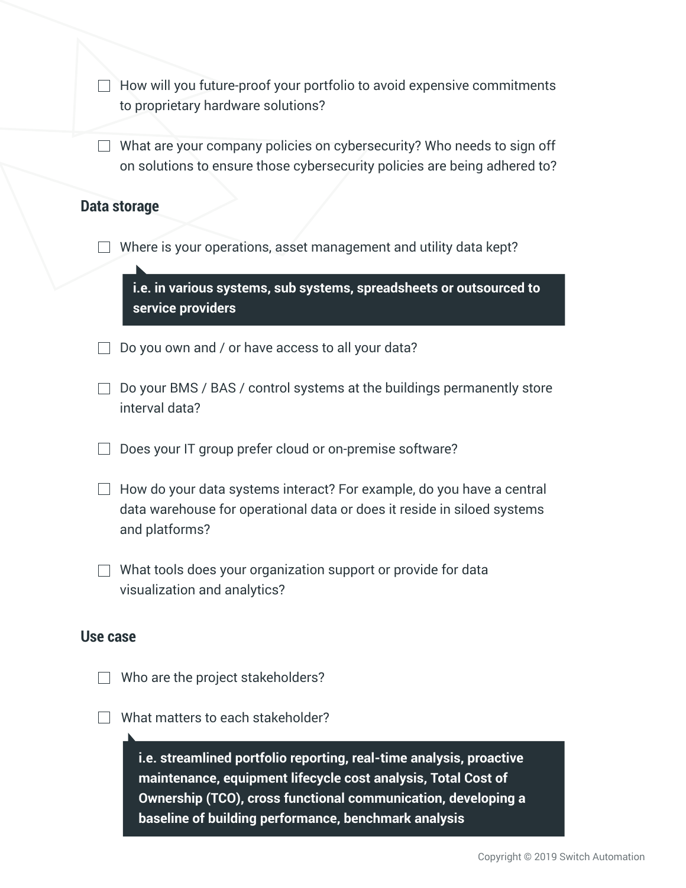- [ ] How will you future-proof your portfolio to avoid expensive commitments to proprietary hardware solutions?

- [ ] What are your company policies on cybersecurity? Who needs to sign off on solutions to ensure those cybersecurity policies are being adhered to?

## Data storage

- [ ] Where is your operations, asset management and utility data kept?

> **i.e. in various systems, sub systems, spreadsheets or outsourced to service providers**

- [ ] Do you own and / or have access to all your data?

- [ ] Do your BMS / BAS / control systems at the buildings permanently store interval data?

- [ ] Does your IT group prefer cloud or on-premise software?

- [ ] How do your data systems interact? For example, do you have a central data warehouse for operational data or does it reside in siloed systems and platforms?

- [ ] What tools does your organization support or provide for data visualization and analytics?

## Use case

- [ ] Who are the project stakeholders?

- [ ] What matters to each stakeholder?

> **i.e. streamlined portfolio reporting, real-time analysis, proactive maintenance, equipment lifecycle cost analysis, Total Cost of Ownership (TCO), cross functional communication, developing a baseline of building performance, benchmark analysis**

Copyright © 2019 Switch Automation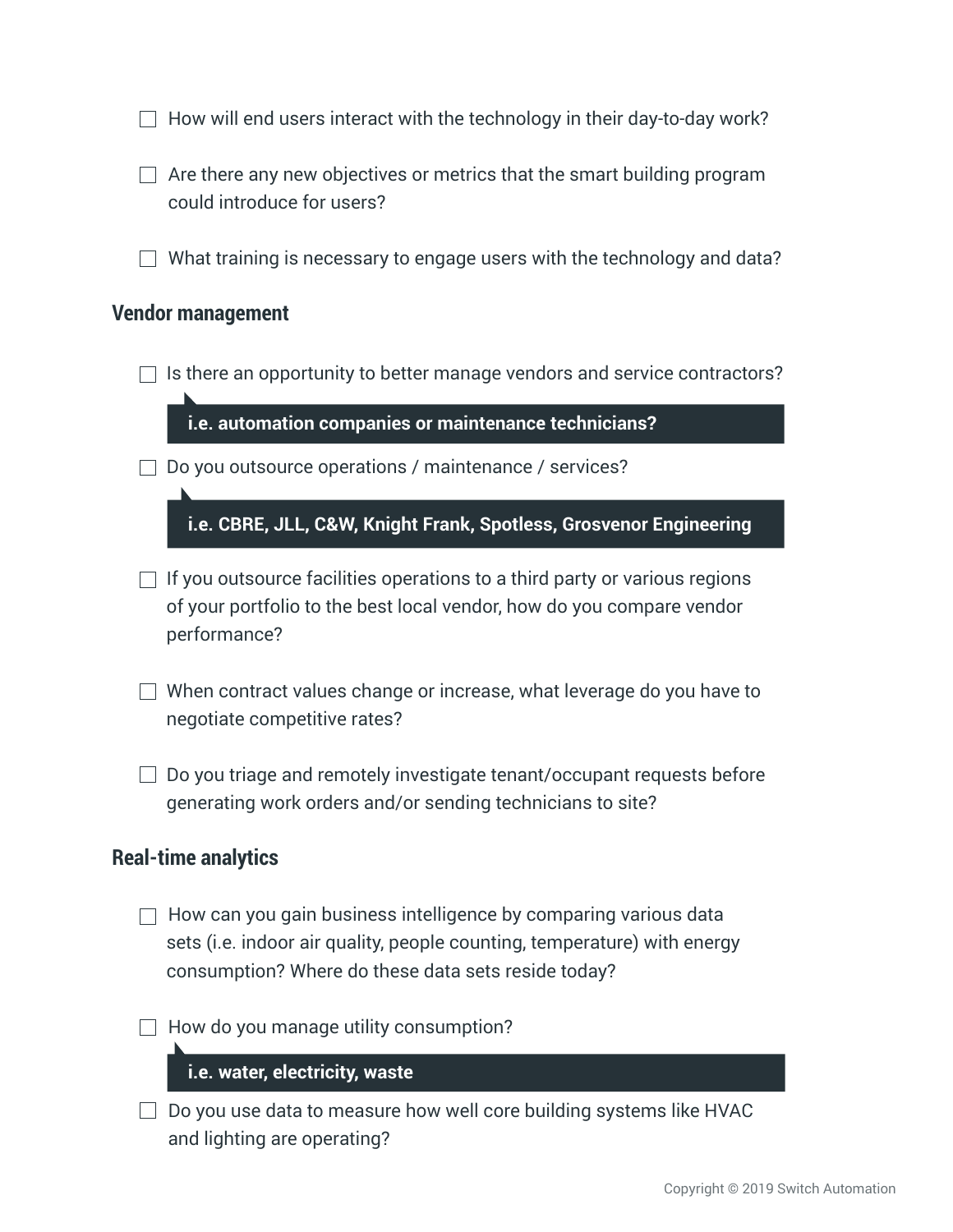- [ ] How will end users interact with the technology in their day-to-day work?
- [ ] Are there any new objectives or metrics that the smart building program could introduce for users?
- [ ] What training is necessary to engage users with the technology and data?

## Vendor management

- [ ] Is there an opportunity to better manage vendors and service contractors?

  **i.e. automation companies or maintenance technicians?**

- [ ] Do you outsource operations / maintenance / services?

  **i.e. CBRE, JLL, C&W, Knight Frank, Spotless, Grosvenor Engineering**

- [ ] If you outsource facilities operations to a third party or various regions of your portfolio to the best local vendor, how do you compare vendor performance?
- [ ] When contract values change or increase, what leverage do you have to negotiate competitive rates?
- [ ] Do you triage and remotely investigate tenant/occupant requests before generating work orders and/or sending technicians to site?

## Real-time analytics

- [ ] How can you gain business intelligence by comparing various data sets (i.e. indoor air quality, people counting, temperature) with energy consumption? Where do these data sets reside today?
- [ ] How do you manage utility consumption?

  **i.e. water, electricity, waste**

- [ ] Do you use data to measure how well core building systems like HVAC and lighting are operating?

Copyright © 2019 Switch Automation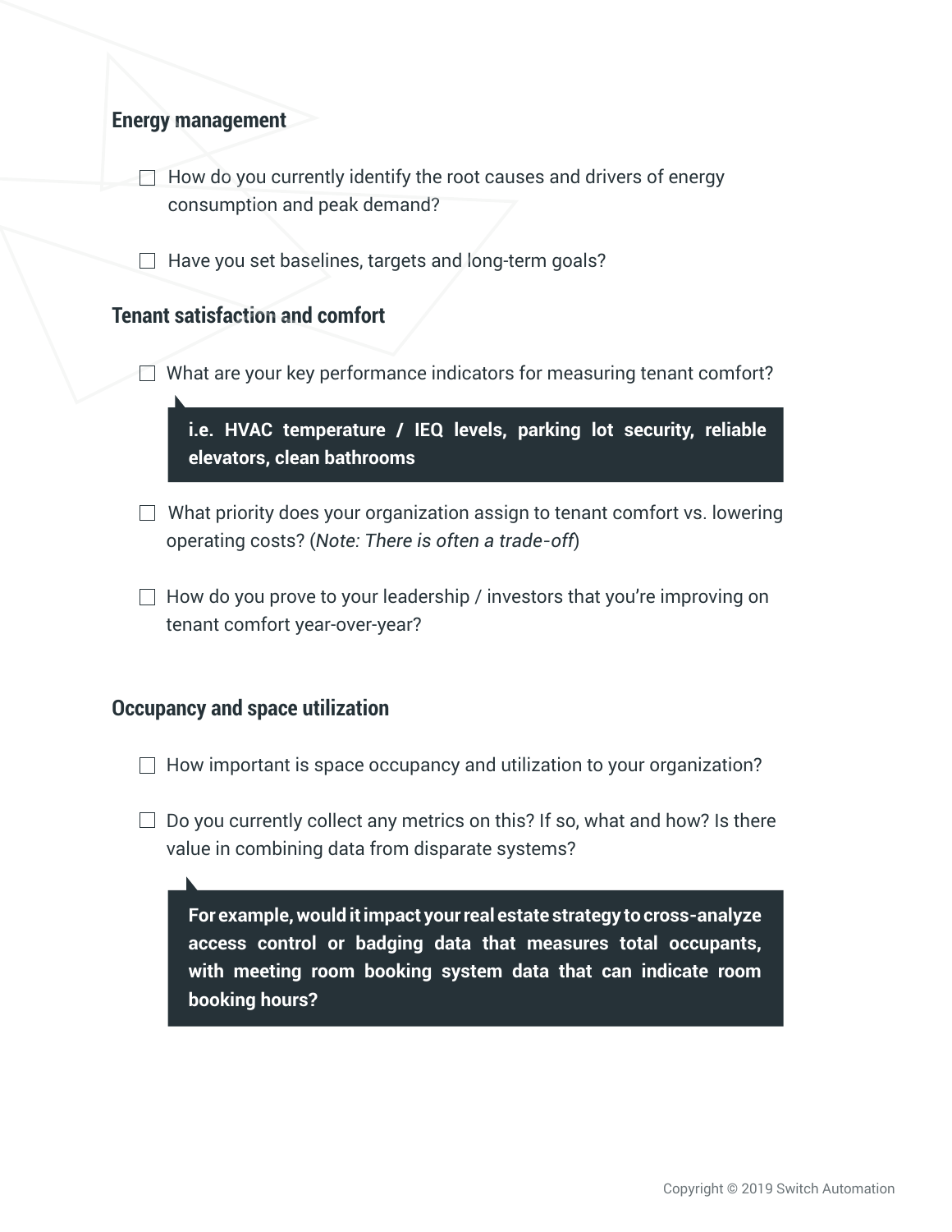## Energy management

- ☐ How do you currently identify the root causes and drivers of energy consumption and peak demand?
- ☐ Have you set baselines, targets and long-term goals?

## Tenant satisfaction and comfort

- ☐ What are your key performance indicators for measuring tenant comfort?

> **i.e. HVAC temperature / IEQ levels, parking lot security, reliable elevators, clean bathrooms**

- ☐ What priority does your organization assign to tenant comfort vs. lowering operating costs? (*Note: There is often a trade-off*)
- ☐ How do you prove to your leadership / investors that you're improving on tenant comfort year-over-year?

## Occupancy and space utilization

- ☐ How important is space occupancy and utilization to your organization?
- ☐ Do you currently collect any metrics on this? If so, what and how? Is there value in combining data from disparate systems?

> **For example, would it impact your real estate strategy to cross-analyze access control or badging data that measures total occupants, with meeting room booking system data that can indicate room booking hours?**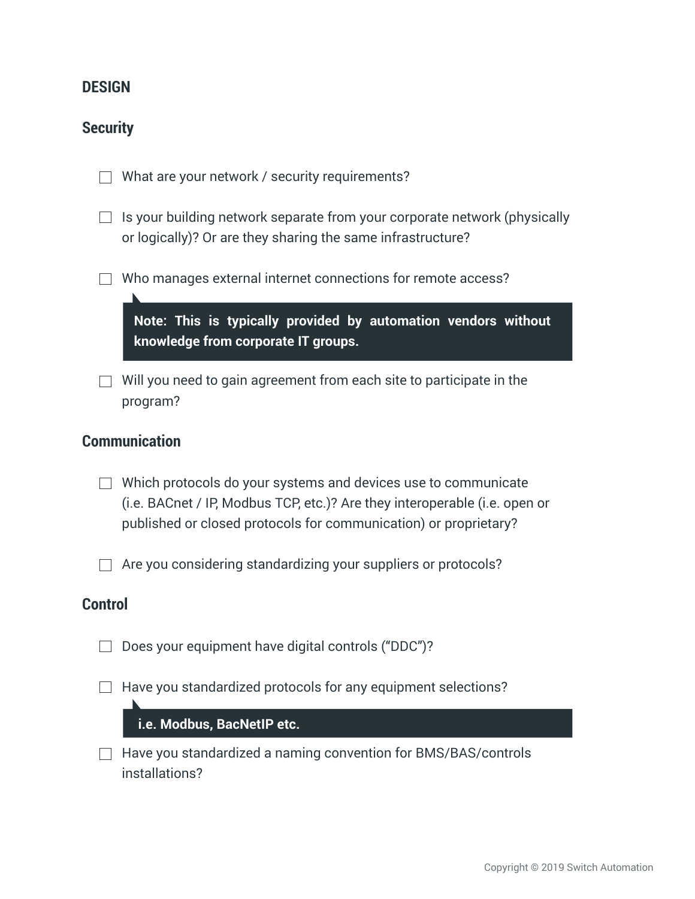## DESIGN

### Security

- [ ] What are your network / security requirements?

- [ ] Is your building network separate from your corporate network (physically or logically)? Or are they sharing the same infrastructure?

- [ ] Who manages external internet connections for remote access?

> **Note: This is typically provided by automation vendors without knowledge from corporate IT groups.**

- [ ] Will you need to gain agreement from each site to participate in the program?

### Communication

- [ ] Which protocols do your systems and devices use to communicate (i.e. BACnet / IP, Modbus TCP, etc.)? Are they interoperable (i.e. open or published or closed protocols for communication) or proprietary?

- [ ] Are you considering standardizing your suppliers or protocols?

### Control

- [ ] Does your equipment have digital controls ("DDC")?

- [ ] Have you standardized protocols for any equipment selections?

> **i.e. Modbus, BacNetIP etc.**

- [ ] Have you standardized a naming convention for BMS/BAS/controls installations?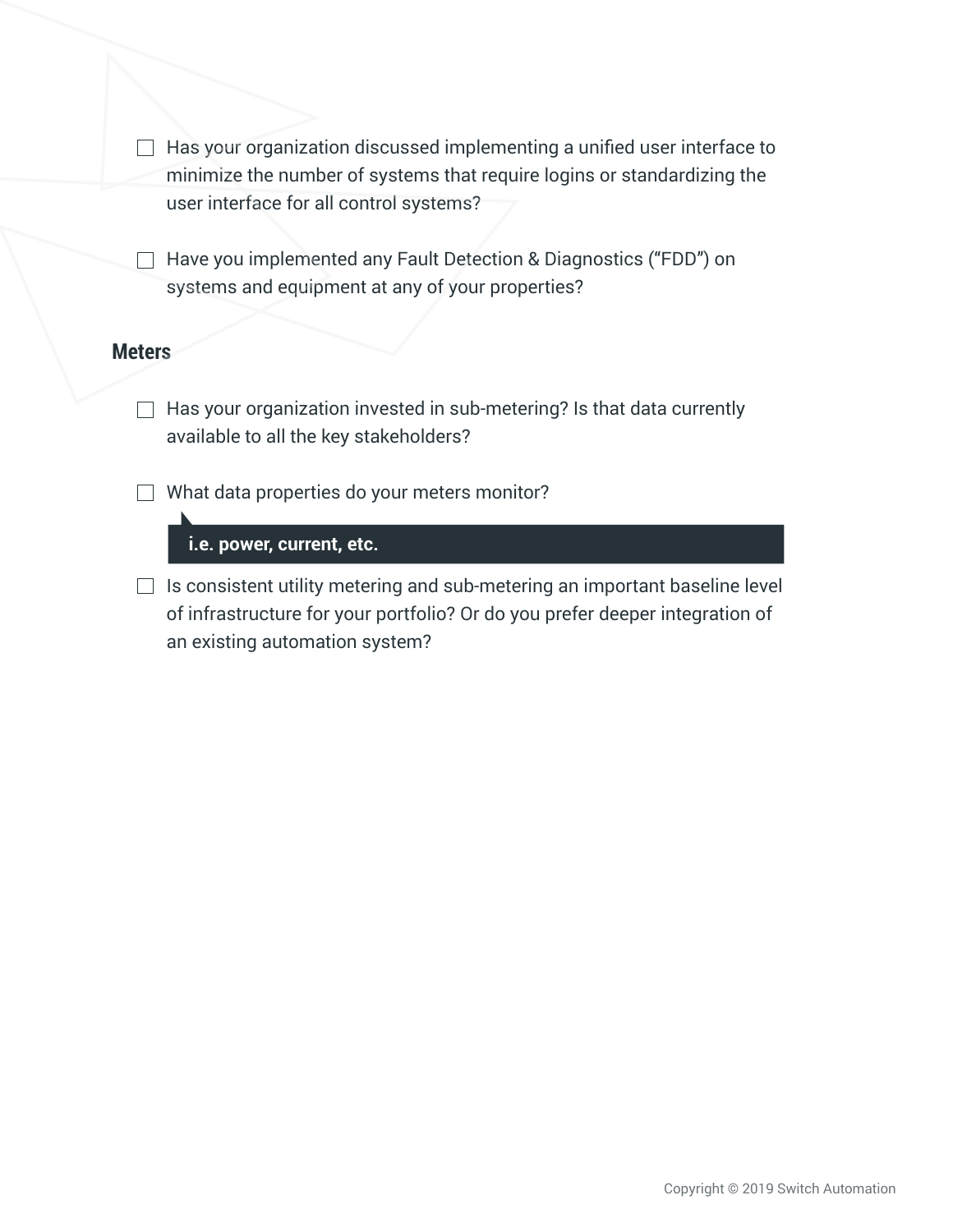- [ ] Has your organization discussed implementing a unified user interface to minimize the number of systems that require logins or standardizing the user interface for all control systems?

- [ ] Have you implemented any Fault Detection & Diagnostics (“FDD”) on systems and equipment at any of your properties?

### Meters

- [ ] Has your organization invested in sub-metering? Is that data currently available to all the key stakeholders?

- [ ] What data properties do your meters monitor?

  **i.e. power, current, etc.**

- [ ] Is consistent utility metering and sub-metering an important baseline level of infrastructure for your portfolio? Or do you prefer deeper integration of an existing automation system?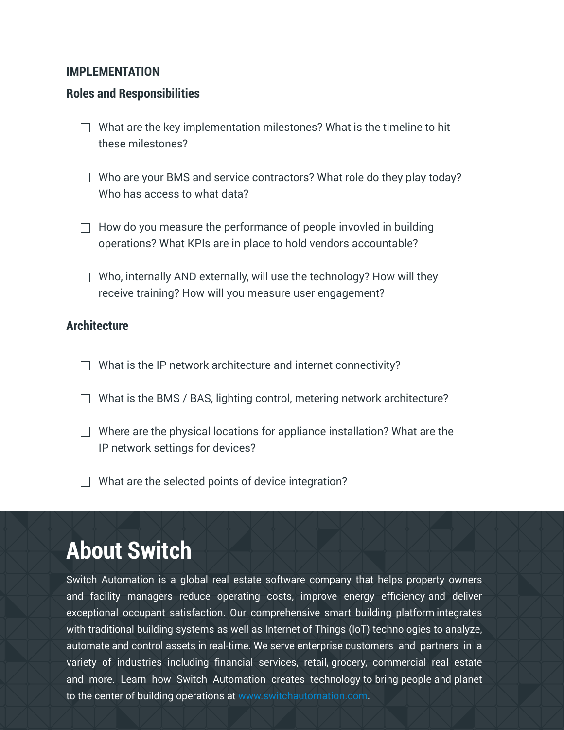## IMPLEMENTATION

### Roles and Responsibilities

- [ ] What are the key implementation milestones? What is the timeline to hit these milestones?
- [ ] Who are your BMS and service contractors? What role do they play today? Who has access to what data?
- [ ] How do you measure the performance of people invovled in building operations? What KPIs are in place to hold vendors accountable?
- [ ] Who, internally AND externally, will use the technology? How will they receive training? How will you measure user engagement?

### Architecture

- [ ] What is the IP network architecture and internet connectivity?
- [ ] What is the BMS / BAS, lighting control, metering network architecture?
- [ ] Where are the physical locations for appliance installation? What are the IP network settings for devices?
- [ ] What are the selected points of device integration?

# About Switch

Switch Automation is a global real estate software company that helps property owners and facility managers reduce operating costs, improve energy efficiency and deliver exceptional occupant satisfaction. Our comprehensive smart building platform integrates with traditional building systems as well as Internet of Things (IoT) technologies to analyze, automate and control assets in real-time. We serve enterprise customers and partners in a variety of industries including financial services, retail, grocery, commercial real estate and more. Learn how Switch Automation creates technology to bring people and planet to the center of building operations at www.switchautomation.com.